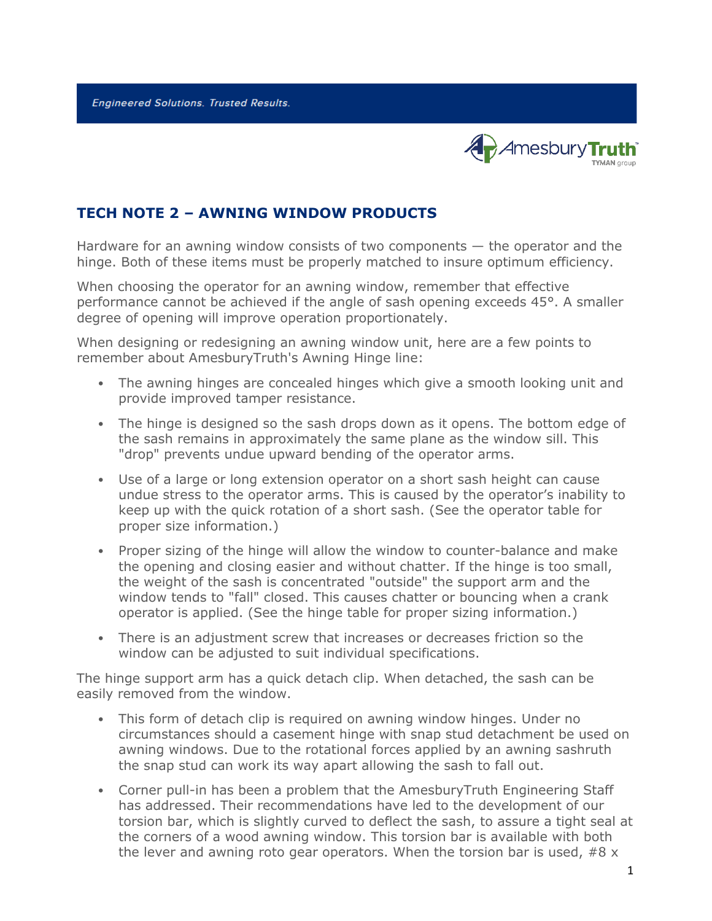Engineered Solutions. Trusted Results.

AmesburyTruth TYMAN group

## TECH NOTE 2 – AWNING WINDOW PRODUCTS

Hardware for an awning window consists of two components — the operator and the hinge. Both of these items must be properly matched to insure optimum efficiency.

When choosing the operator for an awning window, remember that effective performance cannot be achieved if the angle of sash opening exceeds 45°. A smaller degree of opening will improve operation proportionately.

When designing or redesigning an awning window unit, here are a few points to remember about AmesburyTruth's Awning Hinge line:

- The awning hinges are concealed hinges which give a smooth looking unit and provide improved tamper resistance.
- The hinge is designed so the sash drops down as it opens. The bottom edge of the sash remains in approximately the same plane as the window sill. This "drop" prevents undue upward bending of the operator arms.
- Use of a large or long extension operator on a short sash height can cause undue stress to the operator arms. This is caused by the operator's inability to keep up with the quick rotation of a short sash. (See the operator table for proper size information.)
- Proper sizing of the hinge will allow the window to counter-balance and make the opening and closing easier and without chatter. If the hinge is too small, the weight of the sash is concentrated "outside" the support arm and the window tends to "fall" closed. This causes chatter or bouncing when a crank operator is applied. (See the hinge table for proper sizing information.)
- There is an adjustment screw that increases or decreases friction so the window can be adjusted to suit individual specifications.

The hinge support arm has a quick detach clip. When detached, the sash can be easily removed from the window.

- This form of detach clip is required on awning window hinges. Under no circumstances should a casement hinge with snap stud detachment be used on awning windows. Due to the rotational forces applied by an awning sashruth the snap stud can work its way apart allowing the sash to fall out.
- Corner pull-in has been a problem that the AmesburyTruth Engineering Staff has addressed. Their recommendations have led to the development of our torsion bar, which is slightly curved to deflect the sash, to assure a tight seal at the corners of a wood awning window. This torsion bar is available with both the lever and awning roto gear operators. When the torsion bar is used, #8 x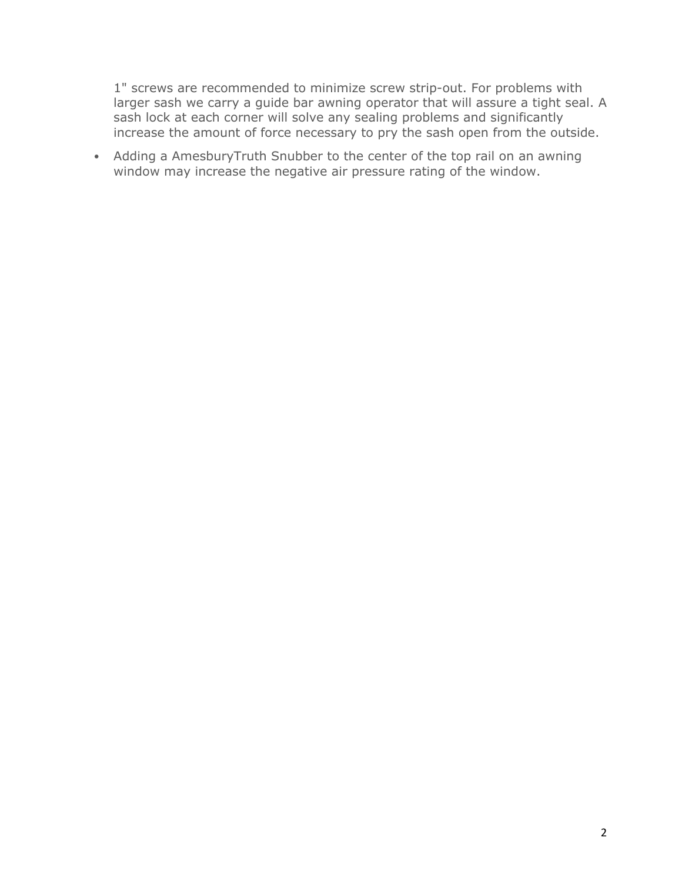1" screws are recommended to minimize screw strip-out. For problems with larger sash we carry a guide bar awning operator that will assure a tight seal. A sash lock at each corner will solve any sealing problems and significantly increase the amount of force necessary to pry the sash open from the outside.

- Adding a AmesburyTruth Snubber to the center of the top rail on an awning window may increase the negative air pressure rating of the window.